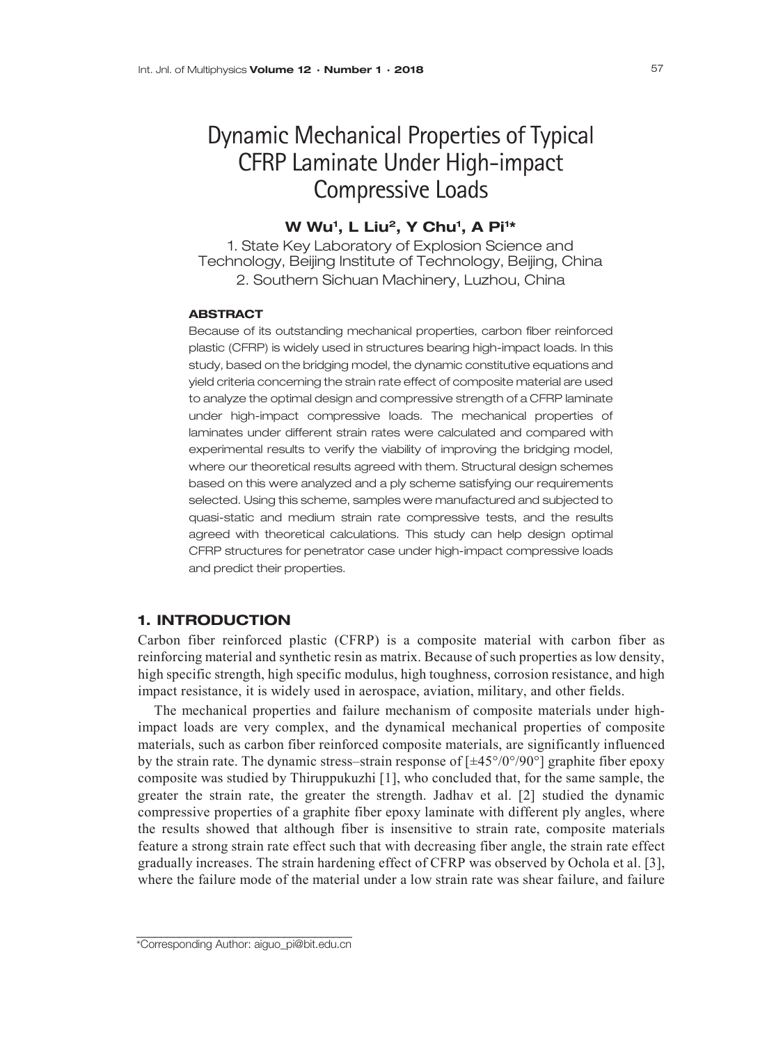# Dynamic Mechanical Properties of Typical CFRP Laminate Under High-impact Compressive Loads

**W Wu[1], L Liu[2], Y Chu[1], A Pi[1]***

1. State Key Laboratory of Explosion Science and Technology, Beijing Institute of Technology, Beijing, China
2. Southern Sichuan Machinery, Luzhou, China

### ABSTRACT

Because of its outstanding mechanical properties, carbon fiber reinforced plastic (CFRP) is widely used in structures bearing high-impact loads. In this study, based on the bridging model, the dynamic constitutive equations and yield criteria concerning the strain rate effect of composite material are used to analyze the optimal design and compressive strength of a CFRP laminate under high-impact compressive loads. The mechanical properties of laminates under different strain rates were calculated and compared with experimental results to verify the viability of improving the bridging model, where our theoretical results agreed with them. Structural design schemes based on this were analyzed and a ply scheme satisfying our requirements selected. Using this scheme, samples were manufactured and subjected to quasi-static and medium strain rate compressive tests, and the results agreed with theoretical calculations. This study can help design optimal CFRP structures for penetrator case under high-impact compressive loads and predict their properties.

## 1. INTRODUCTION

Carbon fiber reinforced plastic (CFRP) is a composite material with carbon fiber as reinforcing material and synthetic resin as matrix. Because of such properties as low density, high specific strength, high specific modulus, high toughness, corrosion resistance, and high impact resistance, it is widely used in aerospace, aviation, military, and other fields.

The mechanical properties and failure mechanism of composite materials under high-impact loads are very complex, and the dynamical mechanical properties of composite materials, such as carbon fiber reinforced composite materials, are significantly influenced by the strain rate. The dynamic stress–strain response of [±45°/0°/90°] graphite fiber epoxy composite was studied by Thiruppukuzhi [1], who concluded that, for the same sample, the greater the strain rate, the greater the strength. Jadhav et al. [2] studied the dynamic compressive properties of a graphite fiber epoxy laminate with different ply angles, where the results showed that although fiber is insensitive to strain rate, composite materials feature a strong strain rate effect such that with decreasing fiber angle, the strain rate effect gradually increases. The strain hardening effect of CFRP was observed by Ochola et al. [3], where the failure mode of the material under a low strain rate was shear failure, and failure

*Corresponding Author: aiguo_pi@bit.edu.cn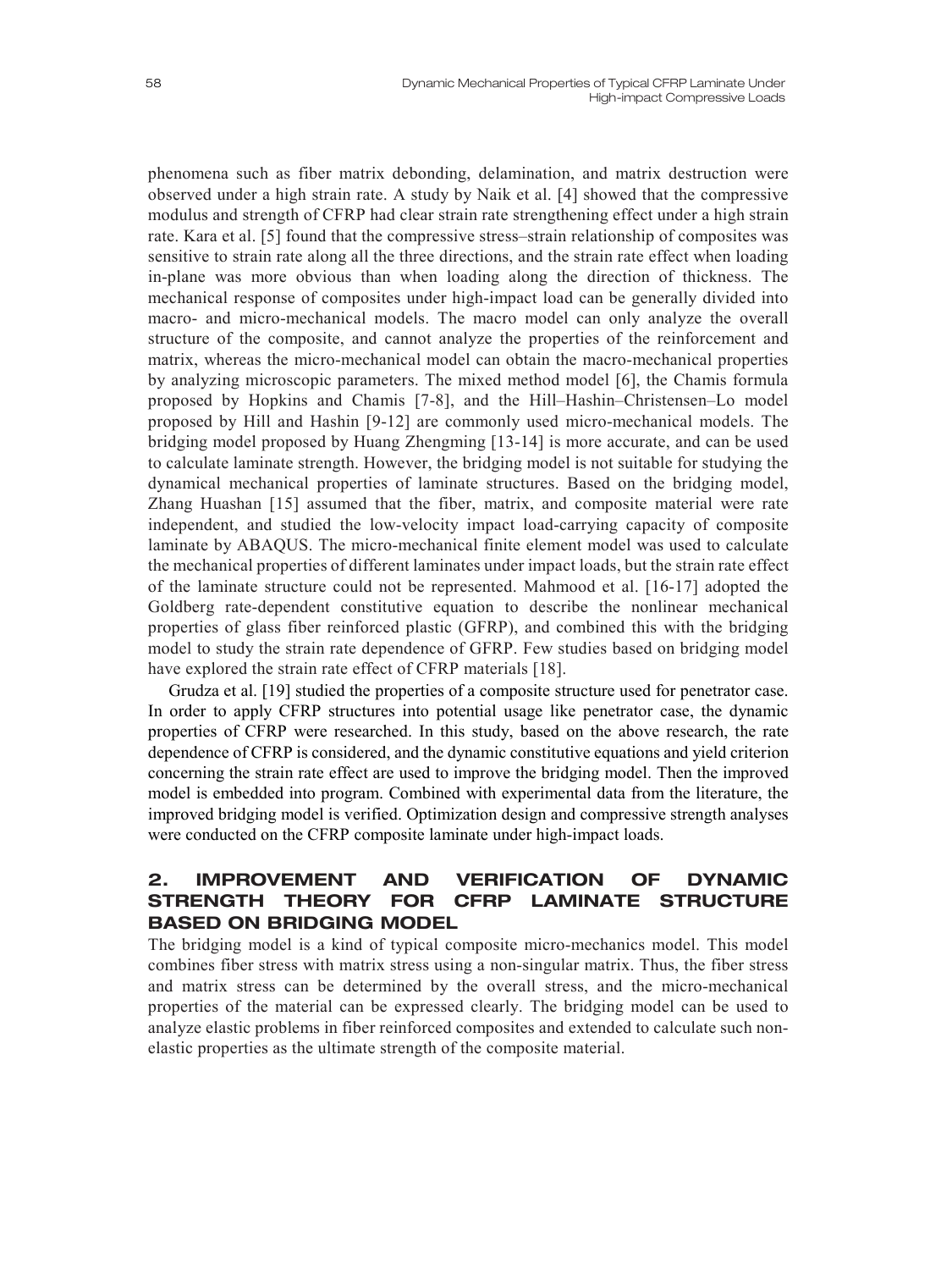phenomena such as fiber matrix debonding, delamination, and matrix destruction were observed under a high strain rate. A study by Naik et al. [4] showed that the compressive modulus and strength of CFRP had clear strain rate strengthening effect under a high strain rate. Kara et al. [5] found that the compressive stress–strain relationship of composites was sensitive to strain rate along all the three directions, and the strain rate effect when loading in-plane was more obvious than when loading along the direction of thickness. The mechanical response of composites under high-impact load can be generally divided into macro- and micro-mechanical models. The macro model can only analyze the overall structure of the composite, and cannot analyze the properties of the reinforcement and matrix, whereas the micro-mechanical model can obtain the macro-mechanical properties by analyzing microscopic parameters. The mixed method model [6], the Chamis formula proposed by Hopkins and Chamis [7-8], and the Hill–Hashin–Christensen–Lo model proposed by Hill and Hashin [9-12] are commonly used micro-mechanical models. The bridging model proposed by Huang Zhengming [13-14] is more accurate, and can be used to calculate laminate strength. However, the bridging model is not suitable for studying the dynamical mechanical properties of laminate structures. Based on the bridging model, Zhang Huashan [15] assumed that the fiber, matrix, and composite material were rate independent, and studied the low-velocity impact load-carrying capacity of composite laminate by ABAQUS. The micro-mechanical finite element model was used to calculate the mechanical properties of different laminates under impact loads, but the strain rate effect of the laminate structure could not be represented. Mahmood et al. [16-17] adopted the Goldberg rate-dependent constitutive equation to describe the nonlinear mechanical properties of glass fiber reinforced plastic (GFRP), and combined this with the bridging model to study the strain rate dependence of GFRP. Few studies based on bridging model have explored the strain rate effect of CFRP materials [18].

Grudza et al. [19] studied the properties of a composite structure used for penetrator case. In order to apply CFRP structures into potential usage like penetrator case, the dynamic properties of CFRP were researched. In this study, based on the above research, the rate dependence of CFRP is considered, and the dynamic constitutive equations and yield criterion concerning the strain rate effect are used to improve the bridging model. Then the improved model is embedded into program. Combined with experimental data from the literature, the improved bridging model is verified. Optimization design and compressive strength analyses were conducted on the CFRP composite laminate under high-impact loads.

## 2. IMPROVEMENT AND VERIFICATION OF DYNAMIC STRENGTH THEORY FOR CFRP LAMINATE STRUCTURE BASED ON BRIDGING MODEL

The bridging model is a kind of typical composite micro-mechanics model. This model combines fiber stress with matrix stress using a non-singular matrix. Thus, the fiber stress and matrix stress can be determined by the overall stress, and the micro-mechanical properties of the material can be expressed clearly. The bridging model can be used to analyze elastic problems in fiber reinforced composites and extended to calculate such non-elastic properties as the ultimate strength of the composite material.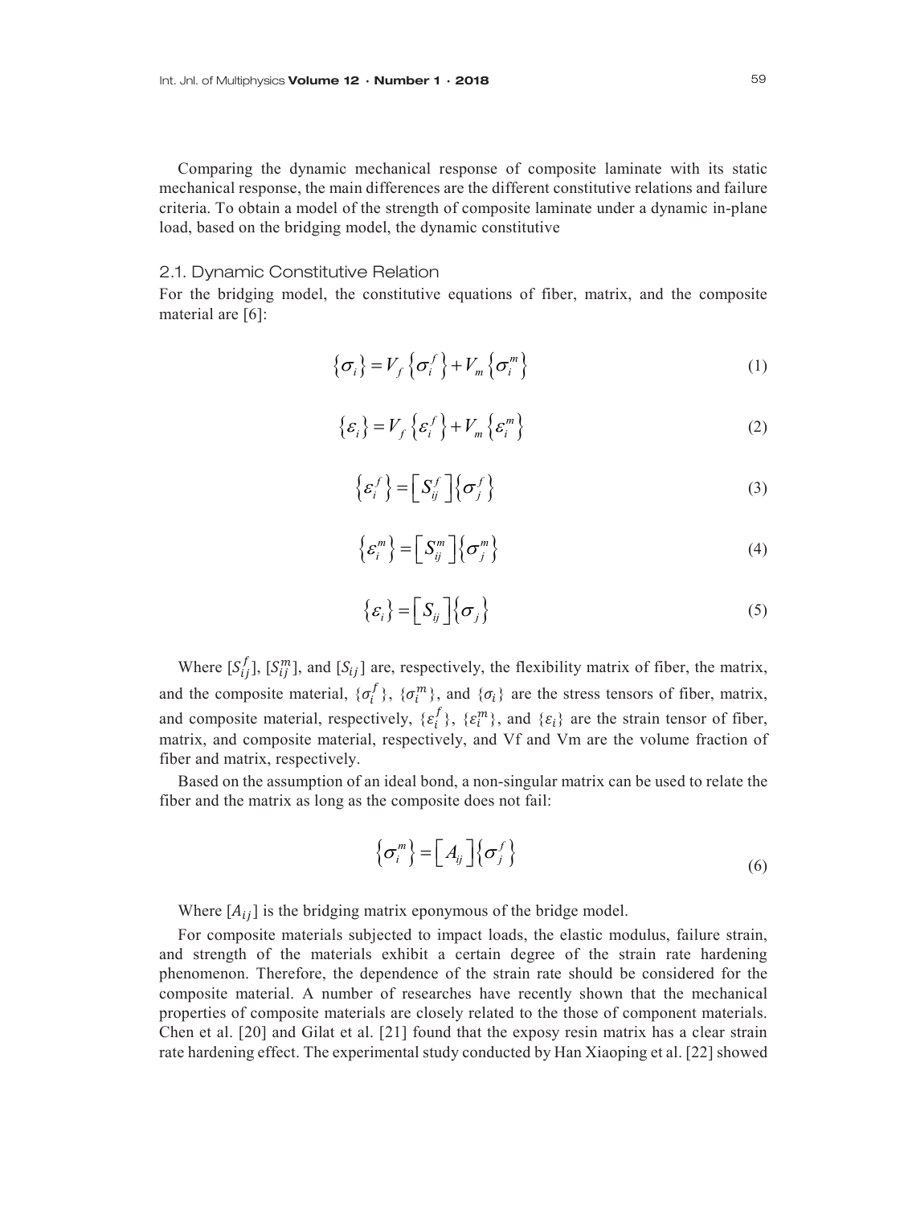Comparing the dynamic mechanical response of composite laminate with its static mechanical response, the main differences are the different constitutive relations and failure criteria. To obtain a model of the strength of composite laminate under a dynamic in-plane load, based on the bridging model, the dynamic constitutive

## 2.1. Dynamic Constitutive Relation

For the bridging model, the constitutive equations of fiber, matrix, and the composite material are [6]:

$$\left\{\sigma_i\right\} = V_f\left\{\sigma_i^f\right\} + V_m\left\{\sigma_i^m\right\} \tag{1}$$

$$\left\{\varepsilon_i\right\} = V_f\left\{\varepsilon_i^f\right\} + V_m\left\{\varepsilon_i^m\right\} \tag{2}$$

$$\left\{\varepsilon_i^f\right\} = \left[S_{ij}^f\right]\left\{\sigma_j^f\right\} \tag{3}$$

$$\left\{\varepsilon_i^m\right\} = \left[S_{ij}^m\right]\left\{\sigma_j^m\right\} \tag{4}$$

$$\left\{\varepsilon_i\right\} = \left[S_{ij}\right]\left\{\sigma_j\right\} \tag{5}$$

Where $[S_{ij}^f]$, $[S_{ij}^m]$, and $[S_{ij}]$ are, respectively, the flexibility matrix of fiber, the matrix, and the composite material, $\{\sigma_i^f\}$, $\{\sigma_i^m\}$, and $\{\sigma_i\}$ are the stress tensors of fiber, matrix, and composite material, respectively, $\{\varepsilon_i^f\}$, $\{\varepsilon_i^m\}$, and $\{\varepsilon_i\}$ are the strain tensor of fiber, matrix, and composite material, respectively, and Vf and Vm are the volume fraction of fiber and matrix, respectively.

Based on the assumption of an ideal bond, a non-singular matrix can be used to relate the fiber and the matrix as long as the composite does not fail:

$$\left\{\sigma_i^m\right\} = \left[A_{ij}\right]\left\{\sigma_j^f\right\} \tag{6}$$

Where $[A_{ij}]$ is the bridging matrix eponymous of the bridge model.

For composite materials subjected to impact loads, the elastic modulus, failure strain, and strength of the materials exhibit a certain degree of the strain rate hardening phenomenon. Therefore, the dependence of the strain rate should be considered for the composite material. A number of researches have recently shown that the mechanical properties of composite materials are closely related to the those of component materials. Chen et al. [20] and Gilat et al. [21] found that the exposy resin matrix has a clear strain rate hardening effect. The experimental study conducted by Han Xiaoping et al. [22] showed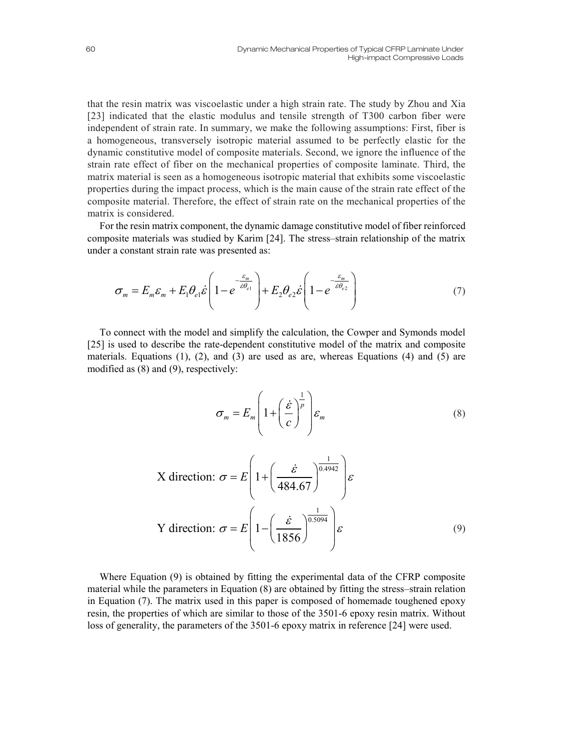that the resin matrix was viscoelastic under a high strain rate. The study by Zhou and Xia [23] indicated that the elastic modulus and tensile strength of T300 carbon fiber were independent of strain rate. In summary, we make the following assumptions: First, fiber is a homogeneous, transversely isotropic material assumed to be perfectly elastic for the dynamic constitutive model of composite materials. Second, we ignore the influence of the strain rate effect of fiber on the mechanical properties of composite laminate. Third, the matrix material is seen as a homogeneous isotropic material that exhibits some viscoelastic properties during the impact process, which is the main cause of the strain rate effect of the composite material. Therefore, the effect of strain rate on the mechanical properties of the matrix is considered.

For the resin matrix component, the dynamic damage constitutive model of fiber reinforced composite materials was studied by Karim [24]. The stress–strain relationship of the matrix under a constant strain rate was presented as:

$$\sigma_m = E_m \varepsilon_m + E_1 \theta_{e1} \dot{\varepsilon} \left( 1 - e^{-\frac{\varepsilon_m}{\dot{\varepsilon}\theta_{e1}}} \right) + E_2 \theta_{e2} \dot{\varepsilon} \left( 1 - e^{-\frac{\varepsilon_m}{\dot{\varepsilon}\theta_{e2}}} \right) \tag{7}$$

To connect with the model and simplify the calculation, the Cowper and Symonds model [25] is used to describe the rate-dependent constitutive model of the matrix and composite materials. Equations (1), (2), and (3) are used as are, whereas Equations (4) and (5) are modified as (8) and (9), respectively:

$$\sigma_m = E_m \left( 1 + \left( \frac{\dot{\varepsilon}}{c} \right)^{\frac{1}{p}} \right) \varepsilon_m \tag{8}$$

$$\text{X direction: } \sigma = E \left( 1 + \left( \frac{\dot{\varepsilon}}{484.67} \right)^{\frac{1}{0.4942}} \right) \varepsilon$$

$$\text{Y direction: } \sigma = E \left( 1 - \left( \frac{\dot{\varepsilon}}{1856} \right)^{\frac{1}{0.5094}} \right) \varepsilon \tag{9}$$

Where Equation (9) is obtained by fitting the experimental data of the CFRP composite material while the parameters in Equation (8) are obtained by fitting the stress–strain relation in Equation (7). The matrix used in this paper is composed of homemade toughened epoxy resin, the properties of which are similar to those of the 3501-6 epoxy resin matrix. Without loss of generality, the parameters of the 3501-6 epoxy matrix in reference [24] were used.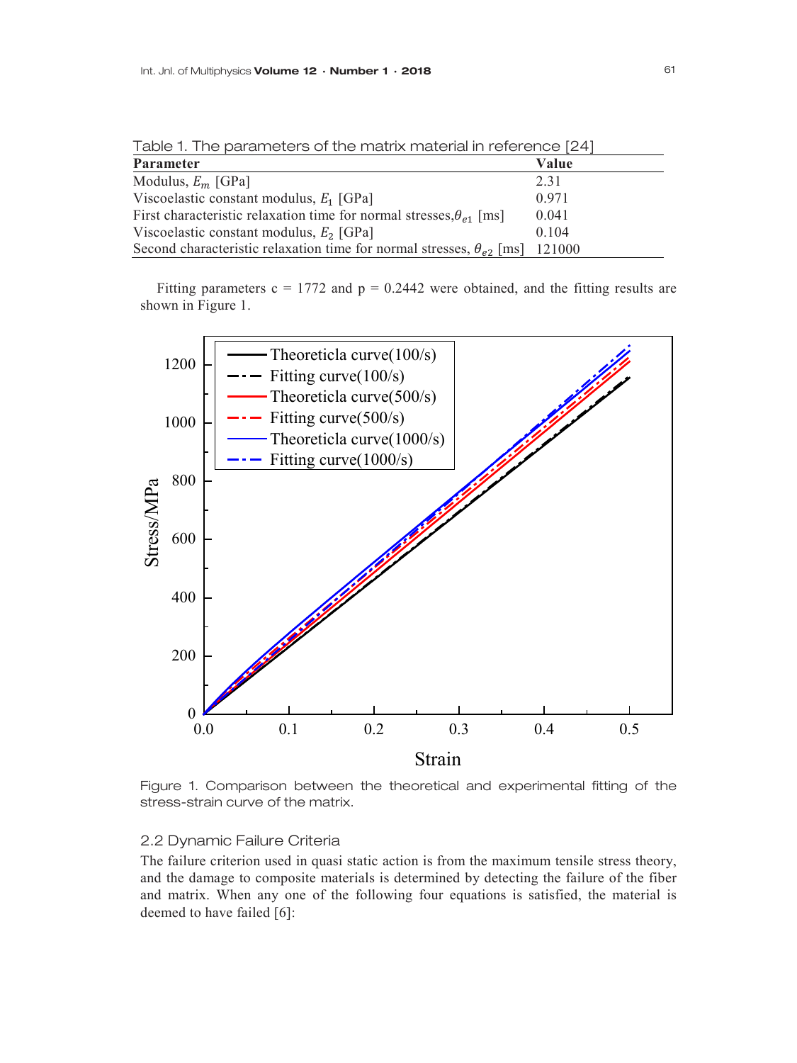Table 1. The parameters of the matrix material in reference [24]

| Parameter | Value |
|---|---|
| Modulus, $E_m$ [GPa] | 2.31 |
| Viscoelastic constant modulus, $E_1$ [GPa] | 0.971 |
| First characteristic relaxation time for normal stresses, $\theta_{e1}$ [ms] | 0.041 |
| Viscoelastic constant modulus, $E_2$ [GPa] | 0.104 |
| Second characteristic relaxation time for normal stresses, $\theta_{e2}$ [ms] | 121000 |

Fitting parameters c = 1772 and p = 0.2442 were obtained, and the fitting results are shown in Figure 1.

Figure 1. Comparison between the theoretical and experimental fitting of the stress-strain curve of the matrix.

## 2.2 Dynamic Failure Criteria

The failure criterion used in quasi static action is from the maximum tensile stress theory, and the damage to composite materials is determined by detecting the failure of the fiber and matrix. When any one of the following four equations is satisfied, the material is deemed to have failed [6]: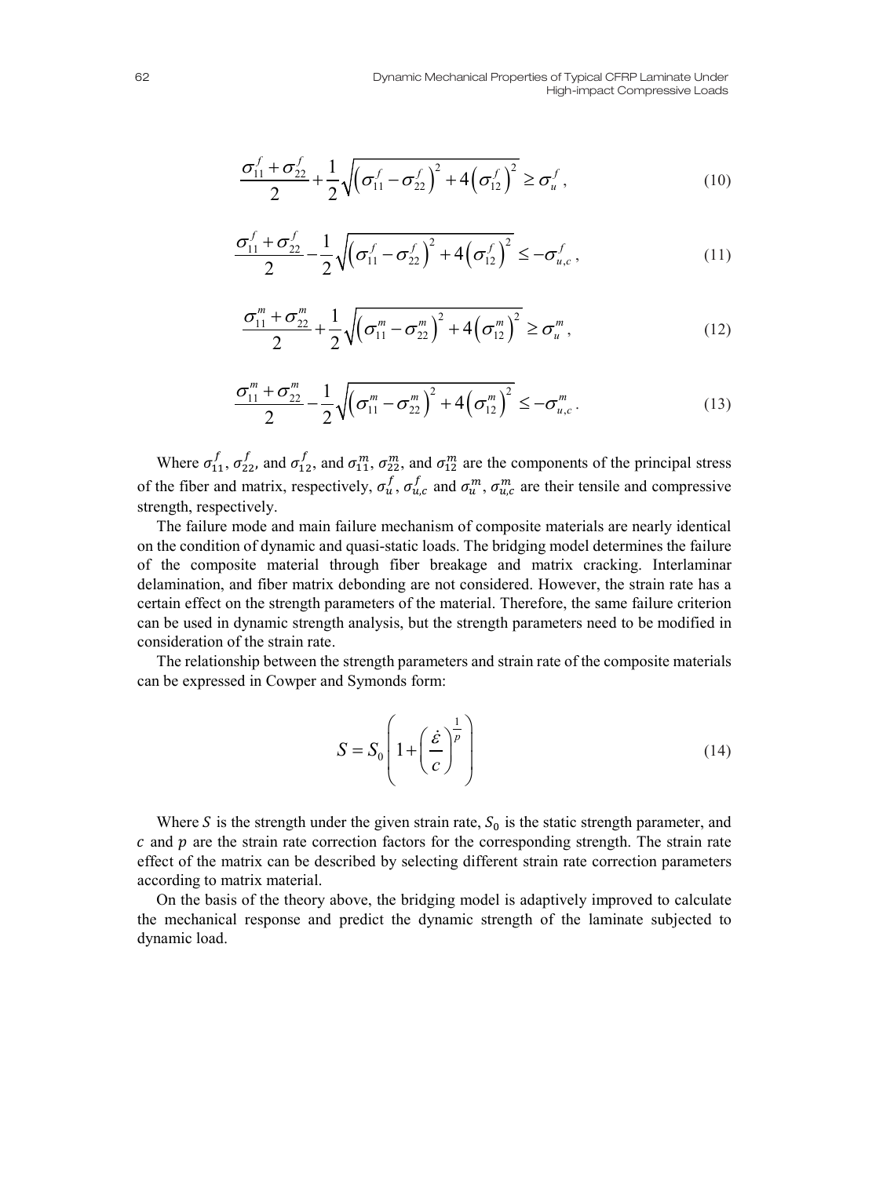$$\frac{\sigma_{11}^{f}+\sigma_{22}^{f}}{2}+\frac{1}{2}\sqrt{\left(\sigma_{11}^{f}-\sigma_{22}^{f}\right)^{2}+4\left(\sigma_{12}^{f}\right)^{2}}\geq\sigma_{u}^{f},\tag{10}$$

$$\frac{\sigma_{11}^{f}+\sigma_{22}^{f}}{2}-\frac{1}{2}\sqrt{\left(\sigma_{11}^{f}-\sigma_{22}^{f}\right)^{2}+4\left(\sigma_{12}^{f}\right)^{2}}\leq-\sigma_{u,c}^{f},\tag{11}$$

$$\frac{\sigma_{11}^{m}+\sigma_{22}^{m}}{2}+\frac{1}{2}\sqrt{\left(\sigma_{11}^{m}-\sigma_{22}^{m}\right)^{2}+4\left(\sigma_{12}^{m}\right)^{2}}\geq\sigma_{u}^{m},\tag{12}$$

$$\frac{\sigma_{11}^{m}+\sigma_{22}^{m}}{2}-\frac{1}{2}\sqrt{\left(\sigma_{11}^{m}-\sigma_{22}^{m}\right)^{2}+4\left(\sigma_{12}^{m}\right)^{2}}\leq-\sigma_{u,c}^{m}.\tag{13}$$

Where $\sigma_{11}^{f}$, $\sigma_{22}^{f}$, and $\sigma_{12}^{f}$, and $\sigma_{11}^{m}$, $\sigma_{22}^{m}$, and $\sigma_{12}^{m}$ are the components of the principal stress of the fiber and matrix, respectively, $\sigma_{u}^{f}$, $\sigma_{u,c}^{f}$ and $\sigma_{u}^{m}$, $\sigma_{u,c}^{m}$ are their tensile and compressive strength, respectively.

The failure mode and main failure mechanism of composite materials are nearly identical on the condition of dynamic and quasi-static loads. The bridging model determines the failure of the composite material through fiber breakage and matrix cracking. Interlaminar delamination, and fiber matrix debonding are not considered. However, the strain rate has a certain effect on the strength parameters of the material. Therefore, the same failure criterion can be used in dynamic strength analysis, but the strength parameters need to be modified in consideration of the strain rate.

The relationship between the strength parameters and strain rate of the composite materials can be expressed in Cowper and Symonds form:

$$S=S_{0}\left(1+\left(\frac{\dot{\varepsilon}}{c}\right)^{\frac{1}{p}}\right)\tag{14}$$

Where $S$ is the strength under the given strain rate, $S_0$ is the static strength parameter, and $c$ and $p$ are the strain rate correction factors for the corresponding strength. The strain rate effect of the matrix can be described by selecting different strain rate correction parameters according to matrix material.

On the basis of the theory above, the bridging model is adaptively improved to calculate the mechanical response and predict the dynamic strength of the laminate subjected to dynamic load.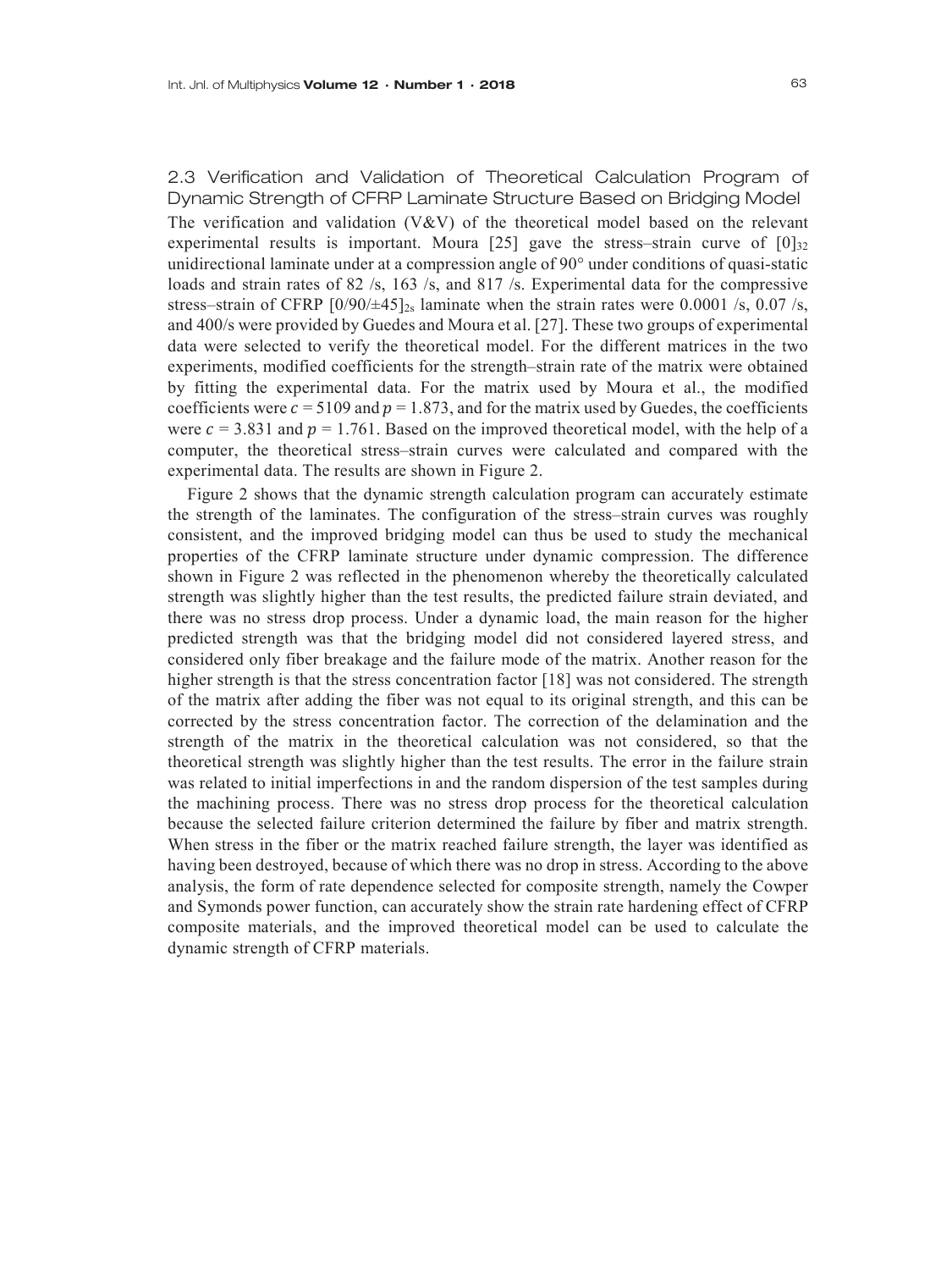## 2.3 Verification and Validation of Theoretical Calculation Program of Dynamic Strength of CFRP Laminate Structure Based on Bridging Model

The verification and validation (V&V) of the theoretical model based on the relevant experimental results is important. Moura [25] gave the stress–strain curve of $[0]_{32}$ unidirectional laminate under at a compression angle of 90° under conditions of quasi-static loads and strain rates of 82 /s, 163 /s, and 817 /s. Experimental data for the compressive stress–strain of CFRP $[0/90/\pm45]_{2s}$ laminate when the strain rates were 0.0001 /s, 0.07 /s, and 400/s were provided by Guedes and Moura et al. [27]. These two groups of experimental data were selected to verify the theoretical model. For the different matrices in the two experiments, modified coefficients for the strength–strain rate of the matrix were obtained by fitting the experimental data. For the matrix used by Moura et al., the modified coefficients were $c = 5109$ and $p = 1.873$, and for the matrix used by Guedes, the coefficients were $c = 3.831$ and $p = 1.761$. Based on the improved theoretical model, with the help of a computer, the theoretical stress–strain curves were calculated and compared with the experimental data. The results are shown in Figure 2.

Figure 2 shows that the dynamic strength calculation program can accurately estimate the strength of the laminates. The configuration of the stress–strain curves was roughly consistent, and the improved bridging model can thus be used to study the mechanical properties of the CFRP laminate structure under dynamic compression. The difference shown in Figure 2 was reflected in the phenomenon whereby the theoretically calculated strength was slightly higher than the test results, the predicted failure strain deviated, and there was no stress drop process. Under a dynamic load, the main reason for the higher predicted strength was that the bridging model did not considered layered stress, and considered only fiber breakage and the failure mode of the matrix. Another reason for the higher strength is that the stress concentration factor [18] was not considered. The strength of the matrix after adding the fiber was not equal to its original strength, and this can be corrected by the stress concentration factor. The correction of the delamination and the strength of the matrix in the theoretical calculation was not considered, so that the theoretical strength was slightly higher than the test results. The error in the failure strain was related to initial imperfections in and the random dispersion of the test samples during the machining process. There was no stress drop process for the theoretical calculation because the selected failure criterion determined the failure by fiber and matrix strength. When stress in the fiber or the matrix reached failure strength, the layer was identified as having been destroyed, because of which there was no drop in stress. According to the above analysis, the form of rate dependence selected for composite strength, namely the Cowper and Symonds power function, can accurately show the strain rate hardening effect of CFRP composite materials, and the improved theoretical model can be used to calculate the dynamic strength of CFRP materials.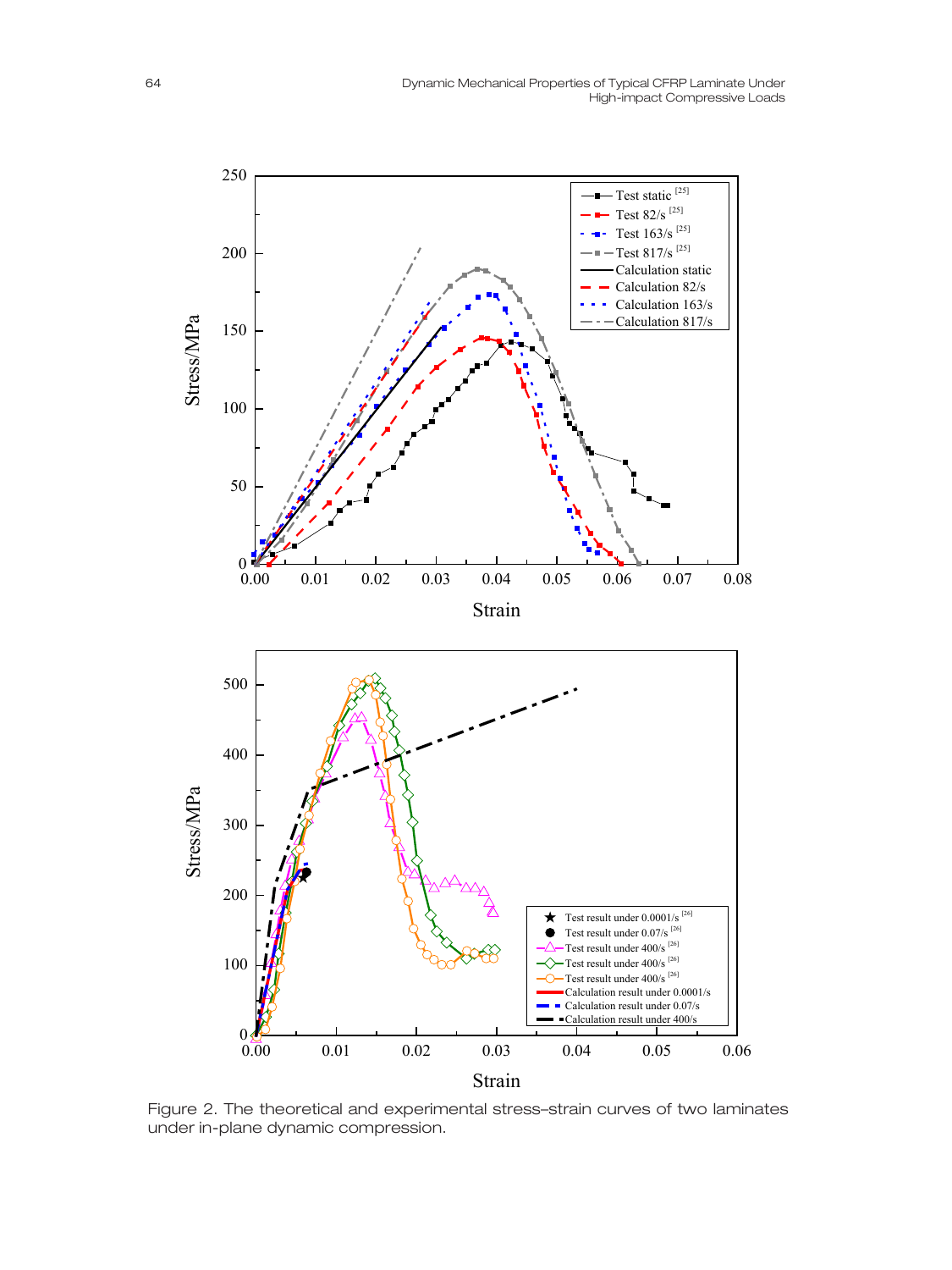Figure 2. The theoretical and experimental stress–strain curves of two laminates under in-plane dynamic compression.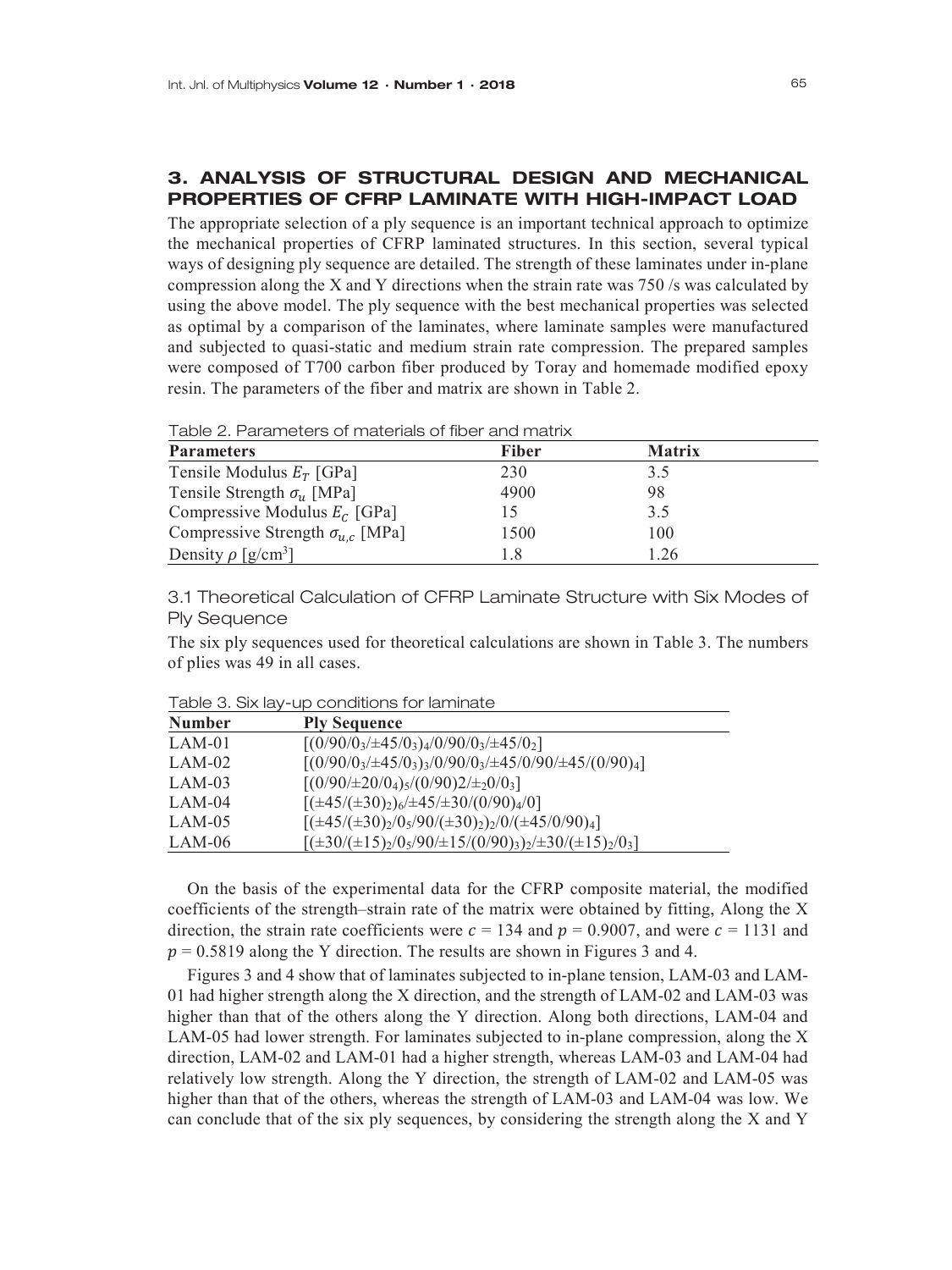## 3. ANALYSIS OF STRUCTURAL DESIGN AND MECHANICAL PROPERTIES OF CFRP LAMINATE WITH HIGH-IMPACT LOAD

The appropriate selection of a ply sequence is an important technical approach to optimize the mechanical properties of CFRP laminated structures. In this section, several typical ways of designing ply sequence are detailed. The strength of these laminates under in-plane compression along the X and Y directions when the strain rate was 750 /s was calculated by using the above model. The ply sequence with the best mechanical properties was selected as optimal by a comparison of the laminates, where laminate samples were manufactured and subjected to quasi-static and medium strain rate compression. The prepared samples were composed of T700 carbon fiber produced by Toray and homemade modified epoxy resin. The parameters of the fiber and matrix are shown in Table 2.

Table 2. Parameters of materials of fiber and matrix

| Parameters | Fiber | Matrix |
|---|---|---|
| Tensile Modulus $E_T$ [GPa] | 230 | 3.5 |
| Tensile Strength $\sigma_u$ [MPa] | 4900 | 98 |
| Compressive Modulus $E_C$ [GPa] | 15 | 3.5 |
| Compressive Strength $\sigma_{u,c}$ [MPa] | 1500 | 100 |
| Density $\rho$ [g/cm$^3$] | 1.8 | 1.26 |

### 3.1 Theoretical Calculation of CFRP Laminate Structure with Six Modes of Ply Sequence

The six ply sequences used for theoretical calculations are shown in Table 3. The numbers of plies was 49 in all cases.

Table 3. Six lay-up conditions for laminate

| Number | Ply Sequence |
|---|---|
| LAM-01 | $[(0/90/0_3/\pm45/0_3)_4/0/90/0_3/\pm45/0_2]$ |
| LAM-02 | $[(0/90/0_3/\pm45/0_3)_3/0/90/0_3/\pm45/0/90/\pm45/(0/90)_4]$ |
| LAM-03 | $[(0/90/\pm20/0_4)_5/(0/90)2/\pm_20/0_3]$ |
| LAM-04 | $[(\pm45/(\pm30)_2)_6/\pm45/\pm30/(0/90)_4/0]$ |
| LAM-05 | $[(\pm45/(\pm30)_2/0_5/90/(\pm30)_2)_2/0/(\pm45/0/90)_4]$ |
| LAM-06 | $[(\pm30/(\pm15)_2/0_5/90/\pm15/(0/90)_3)_2/\pm30/(\pm15)_2/0_3]$ |

On the basis of the experimental data for the CFRP composite material, the modified coefficients of the strength–strain rate of the matrix were obtained by fitting, Along the X direction, the strain rate coefficients were $c = 134$ and $p = 0.9007$, and were $c = 1131$ and $p = 0.5819$ along the Y direction. The results are shown in Figures 3 and 4.

Figures 3 and 4 show that of laminates subjected to in-plane tension, LAM-03 and LAM-01 had higher strength along the X direction, and the strength of LAM-02 and LAM-03 was higher than that of the others along the Y direction. Along both directions, LAM-04 and LAM-05 had lower strength. For laminates subjected to in-plane compression, along the X direction, LAM-02 and LAM-01 had a higher strength, whereas LAM-03 and LAM-04 had relatively low strength. Along the Y direction, the strength of LAM-02 and LAM-05 was higher than that of the others, whereas the strength of LAM-03 and LAM-04 was low. We can conclude that of the six ply sequences, by considering the strength along the X and Y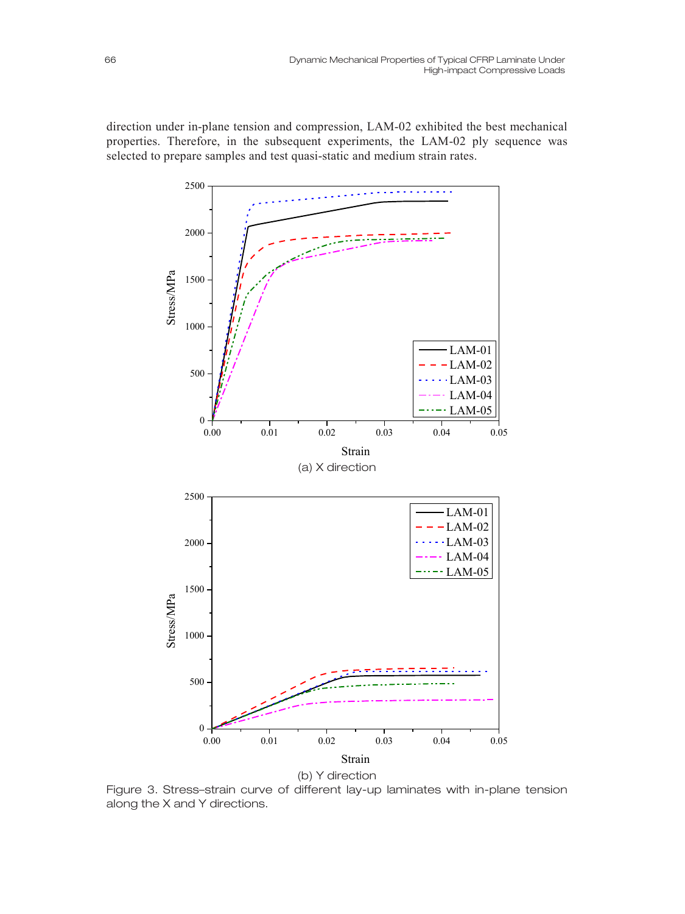direction under in-plane tension and compression, LAM-02 exhibited the best mechanical properties. Therefore, in the subsequent experiments, the LAM-02 ply sequence was selected to prepare samples and test quasi-static and medium strain rates.

(a) X direction

(b) Y direction

Figure 3. Stress–strain curve of different lay-up laminates with in-plane tension along the X and Y directions.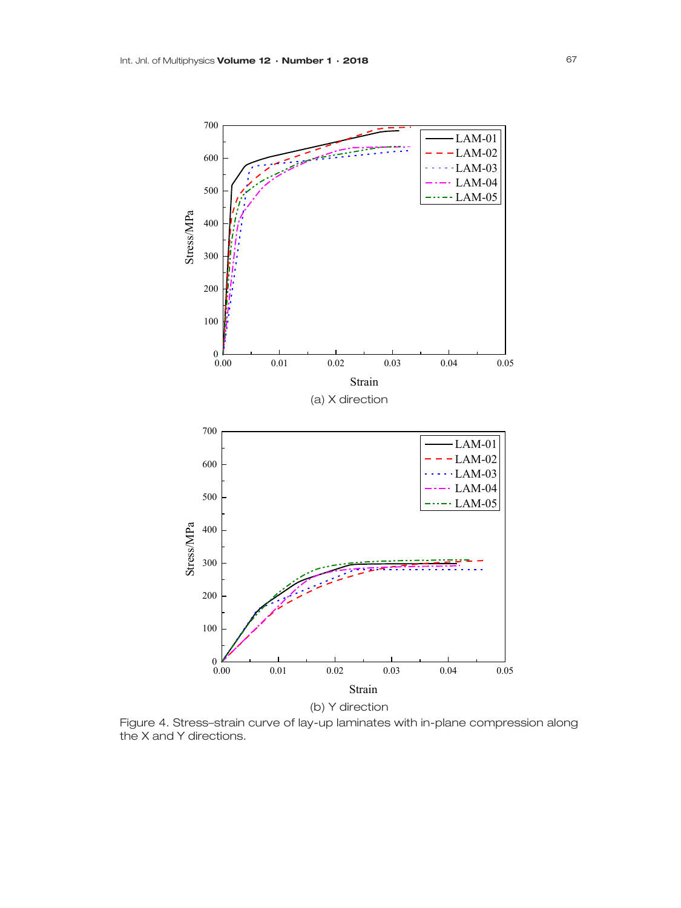(a) X direction

(b) Y direction

Figure 4. Stress–strain curve of lay-up laminates with in-plane compression along the X and Y directions.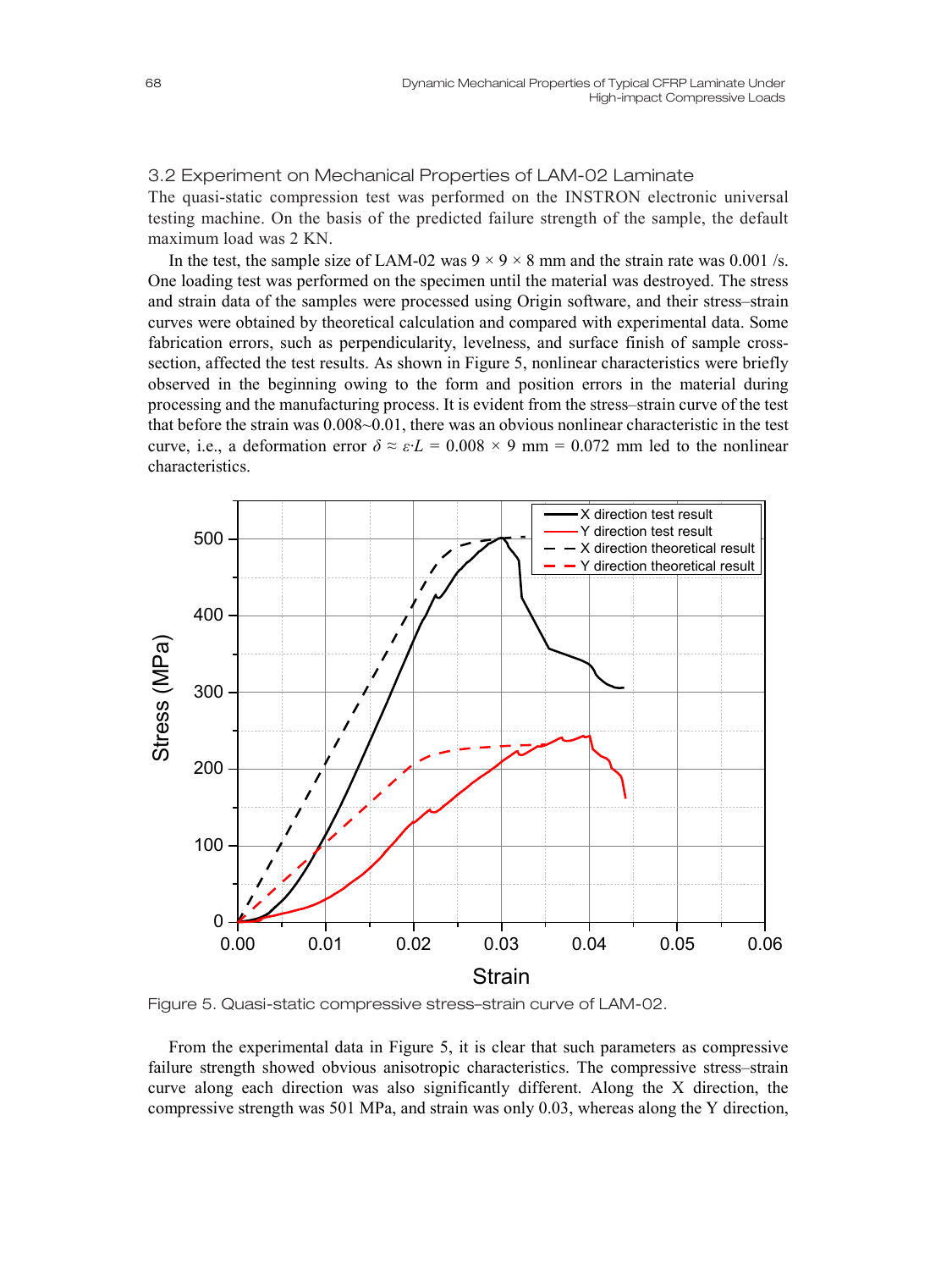### 3.2 Experiment on Mechanical Properties of LAM-02 Laminate

The quasi-static compression test was performed on the INSTRON electronic universal testing machine. On the basis of the predicted failure strength of the sample, the default maximum load was 2 KN.

In the test, the sample size of LAM-02 was 9 × 9 × 8 mm and the strain rate was 0.001 /s. One loading test was performed on the specimen until the material was destroyed. The stress and strain data of the samples were processed using Origin software, and their stress–strain curves were obtained by theoretical calculation and compared with experimental data. Some fabrication errors, such as perpendicularity, levelness, and surface finish of sample cross-section, affected the test results. As shown in Figure 5, nonlinear characteristics were briefly observed in the beginning owing to the form and position errors in the material during processing and the manufacturing process. It is evident from the stress–strain curve of the test that before the strain was 0.008~0.01, there was an obvious nonlinear characteristic in the test curve, i.e., a deformation error $\delta \approx \varepsilon \cdot L$ = 0.008 × 9 mm = 0.072 mm led to the nonlinear characteristics.

Figure 5. Quasi-static compressive stress–strain curve of LAM-02.

From the experimental data in Figure 5, it is clear that such parameters as compressive failure strength showed obvious anisotropic characteristics. The compressive stress–strain curve along each direction was also significantly different. Along the X direction, the compressive strength was 501 MPa, and strain was only 0.03, whereas along the Y direction,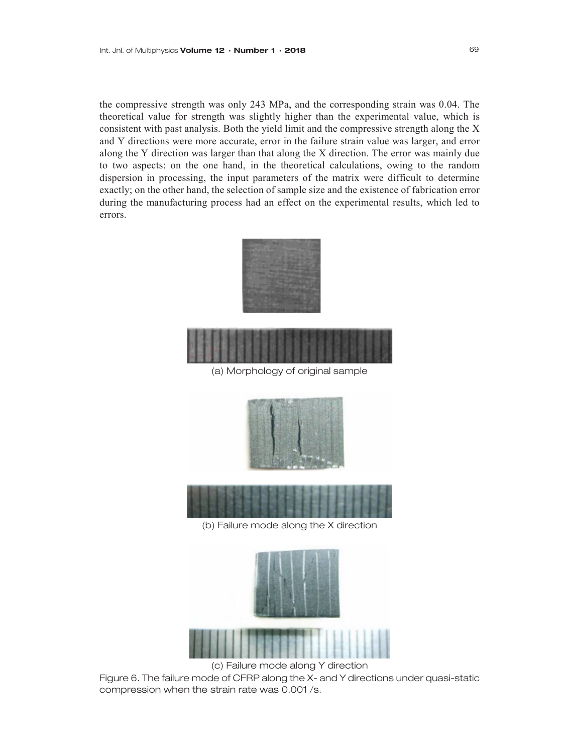the compressive strength was only 243 MPa, and the corresponding strain was 0.04. The theoretical value for strength was slightly higher than the experimental value, which is consistent with past analysis. Both the yield limit and the compressive strength along the X and Y directions were more accurate, error in the failure strain value was larger, and error along the Y direction was larger than that along the X direction. The error was mainly due to two aspects: on the one hand, in the theoretical calculations, owing to the random dispersion in processing, the input parameters of the matrix were difficult to determine exactly; on the other hand, the selection of sample size and the existence of fabrication error during the manufacturing process had an effect on the experimental results, which led to errors.

(a) Morphology of original sample

(b) Failure mode along the X direction

(c) Failure mode along Y direction

Figure 6. The failure mode of CFRP along the X- and Y directions under quasi-static compression when the strain rate was 0.001 /s.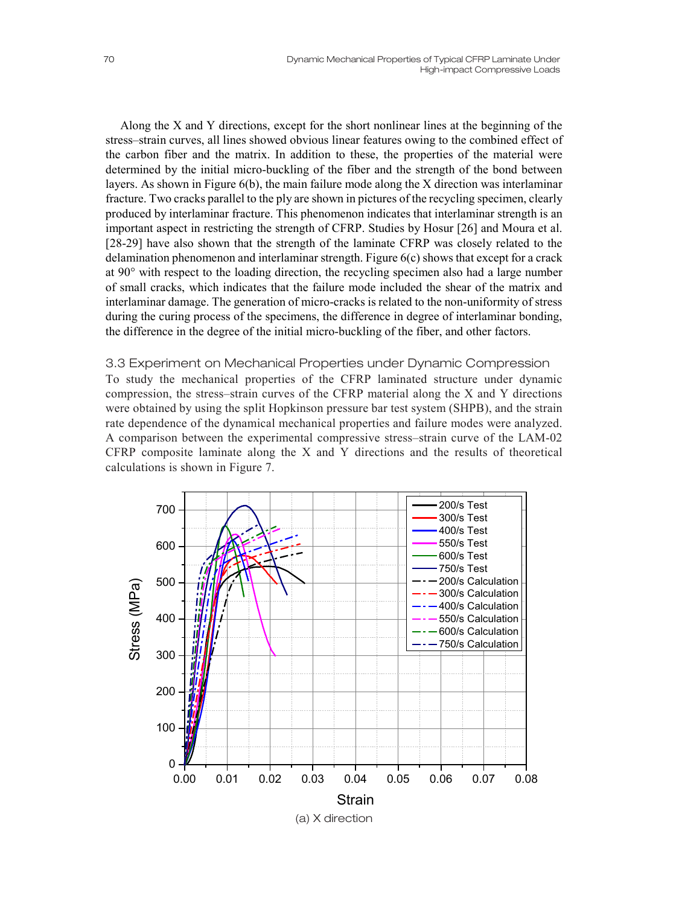Along the X and Y directions, except for the short nonlinear lines at the beginning of the stress–strain curves, all lines showed obvious linear features owing to the combined effect of the carbon fiber and the matrix. In addition to these, the properties of the material were determined by the initial micro-buckling of the fiber and the strength of the bond between layers. As shown in Figure 6(b), the main failure mode along the X direction was interlaminar fracture. Two cracks parallel to the ply are shown in pictures of the recycling specimen, clearly produced by interlaminar fracture. This phenomenon indicates that interlaminar strength is an important aspect in restricting the strength of CFRP. Studies by Hosur [26] and Moura et al. [28-29] have also shown that the strength of the laminate CFRP was closely related to the delamination phenomenon and interlaminar strength. Figure 6(c) shows that except for a crack at 90° with respect to the loading direction, the recycling specimen also had a large number of small cracks, which indicates that the failure mode included the shear of the matrix and interlaminar damage. The generation of micro-cracks is related to the non-uniformity of stress during the curing process of the specimens, the difference in degree of interlaminar bonding, the difference in the degree of the initial micro-buckling of the fiber, and other factors.

### 3.3 Experiment on Mechanical Properties under Dynamic Compression

To study the mechanical properties of the CFRP laminated structure under dynamic compression, the stress–strain curves of the CFRP material along the X and Y directions were obtained by using the split Hopkinson pressure bar test system (SHPB), and the strain rate dependence of the dynamical mechanical properties and failure modes were analyzed. A comparison between the experimental compressive stress–strain curve of the LAM-02 CFRP composite laminate along the X and Y directions and the results of theoretical calculations is shown in Figure 7.

(a) X direction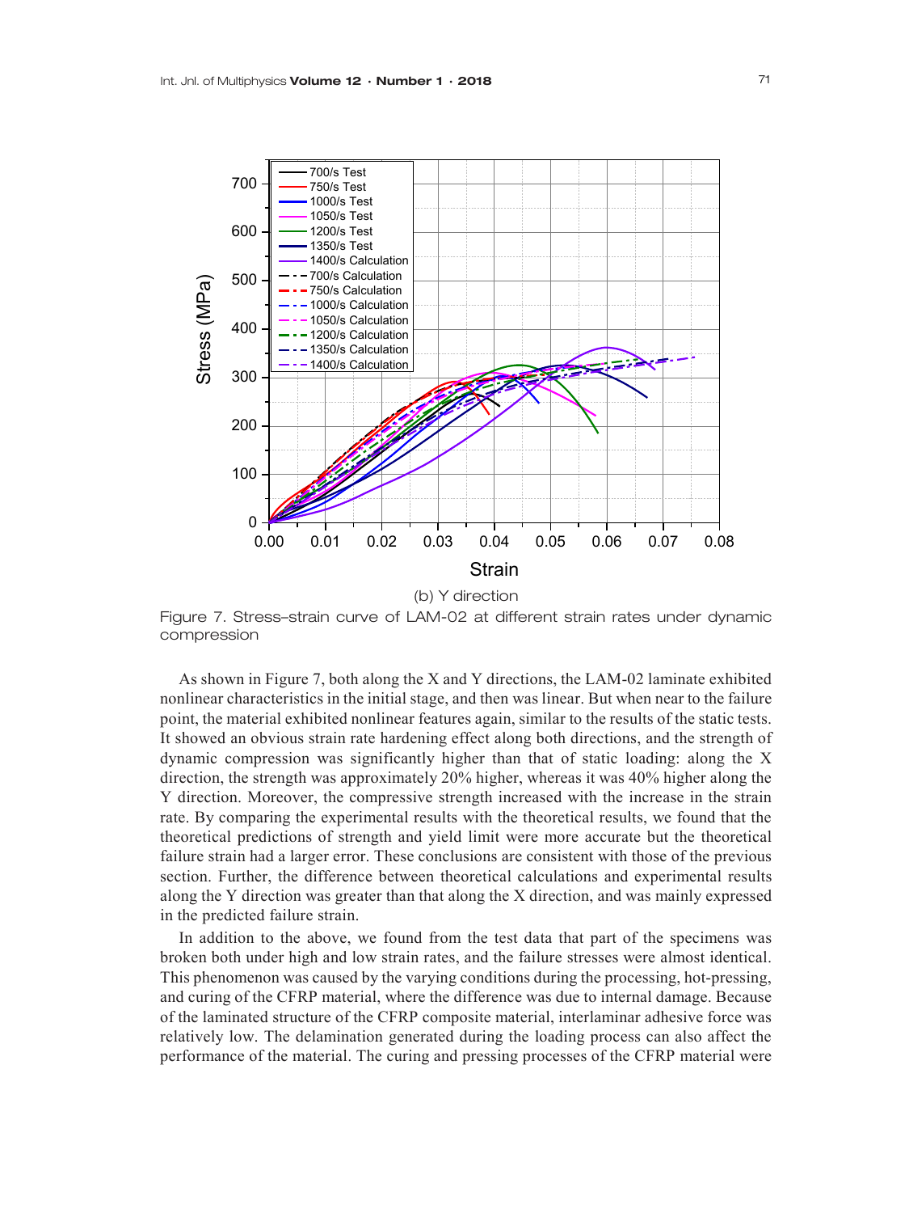(b) Y direction

Figure 7. Stress-strain curve of LAM-02 at different strain rates under dynamic compression

As shown in Figure 7, both along the X and Y directions, the LAM-02 laminate exhibited nonlinear characteristics in the initial stage, and then was linear. But when near to the failure point, the material exhibited nonlinear features again, similar to the results of the static tests. It showed an obvious strain rate hardening effect along both directions, and the strength of dynamic compression was significantly higher than that of static loading: along the X direction, the strength was approximately 20% higher, whereas it was 40% higher along the Y direction. Moreover, the compressive strength increased with the increase in the strain rate. By comparing the experimental results with the theoretical results, we found that the theoretical predictions of strength and yield limit were more accurate but the theoretical failure strain had a larger error. These conclusions are consistent with those of the previous section. Further, the difference between theoretical calculations and experimental results along the Y direction was greater than that along the X direction, and was mainly expressed in the predicted failure strain.

In addition to the above, we found from the test data that part of the specimens was broken both under high and low strain rates, and the failure stresses were almost identical. This phenomenon was caused by the varying conditions during the processing, hot-pressing, and curing of the CFRP material, where the difference was due to internal damage. Because of the laminated structure of the CFRP composite material, interlaminar adhesive force was relatively low. The delamination generated during the loading process can also affect the performance of the material. The curing and pressing processes of the CFRP material were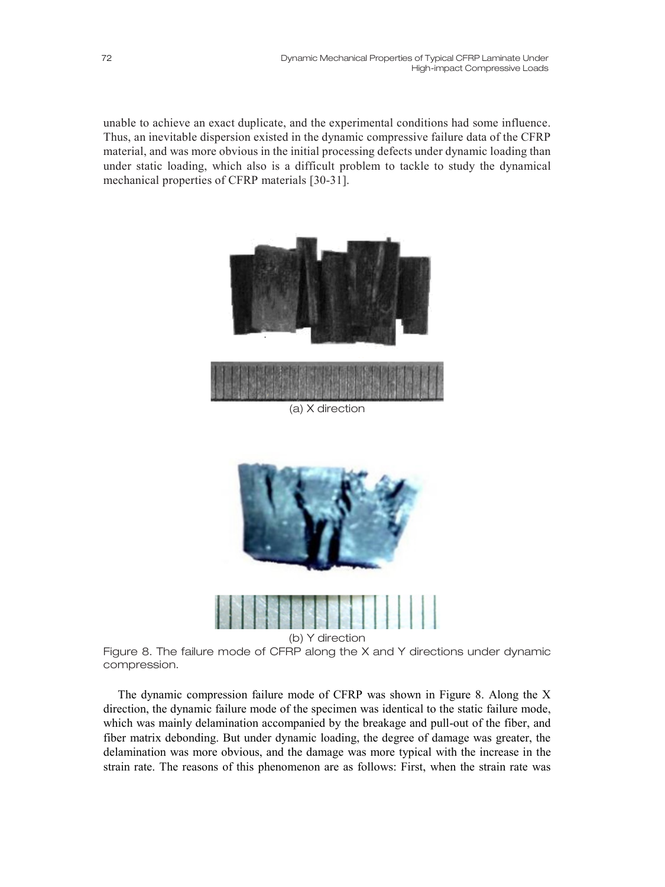unable to achieve an exact duplicate, and the experimental conditions had some influence. Thus, an inevitable dispersion existed in the dynamic compressive failure data of the CFRP material, and was more obvious in the initial processing defects under dynamic loading than under static loading, which also is a difficult problem to tackle to study the dynamical mechanical properties of CFRP materials [30-31].

(a) X direction

(b) Y direction

Figure 8. The failure mode of CFRP along the X and Y directions under dynamic compression.

The dynamic compression failure mode of CFRP was shown in Figure 8. Along the X direction, the dynamic failure mode of the specimen was identical to the static failure mode, which was mainly delamination accompanied by the breakage and pull-out of the fiber, and fiber matrix debonding. But under dynamic loading, the degree of damage was greater, the delamination was more obvious, and the damage was more typical with the increase in the strain rate. The reasons of this phenomenon are as follows: First, when the strain rate was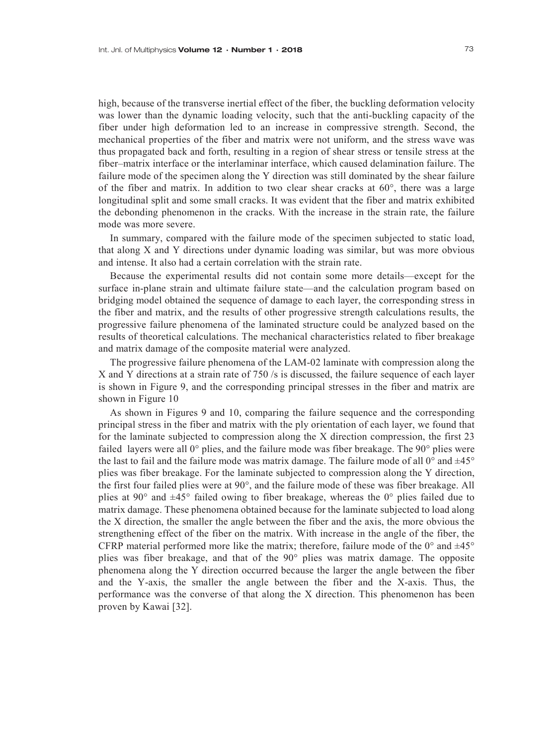high, because of the transverse inertial effect of the fiber, the buckling deformation velocity was lower than the dynamic loading velocity, such that the anti-buckling capacity of the fiber under high deformation led to an increase in compressive strength. Second, the mechanical properties of the fiber and matrix were not uniform, and the stress wave was thus propagated back and forth, resulting in a region of shear stress or tensile stress at the fiber–matrix interface or the interlaminar interface, which caused delamination failure. The failure mode of the specimen along the Y direction was still dominated by the shear failure of the fiber and matrix. In addition to two clear shear cracks at 60°, there was a large longitudinal split and some small cracks. It was evident that the fiber and matrix exhibited the debonding phenomenon in the cracks. With the increase in the strain rate, the failure mode was more severe.

In summary, compared with the failure mode of the specimen subjected to static load, that along X and Y directions under dynamic loading was similar, but was more obvious and intense. It also had a certain correlation with the strain rate.

Because the experimental results did not contain some more details—except for the surface in-plane strain and ultimate failure state—and the calculation program based on bridging model obtained the sequence of damage to each layer, the corresponding stress in the fiber and matrix, and the results of other progressive strength calculations results, the progressive failure phenomena of the laminated structure could be analyzed based on the results of theoretical calculations. The mechanical characteristics related to fiber breakage and matrix damage of the composite material were analyzed.

The progressive failure phenomena of the LAM-02 laminate with compression along the X and Y directions at a strain rate of 750 /s is discussed, the failure sequence of each layer is shown in Figure 9, and the corresponding principal stresses in the fiber and matrix are shown in Figure 10

As shown in Figures 9 and 10, comparing the failure sequence and the corresponding principal stress in the fiber and matrix with the ply orientation of each layer, we found that for the laminate subjected to compression along the X direction compression, the first 23 failed layers were all 0° plies, and the failure mode was fiber breakage. The 90° plies were the last to fail and the failure mode was matrix damage. The failure mode of all 0° and ±45° plies was fiber breakage. For the laminate subjected to compression along the Y direction, the first four failed plies were at 90°, and the failure mode of these was fiber breakage. All plies at 90° and ±45° failed owing to fiber breakage, whereas the 0° plies failed due to matrix damage. These phenomena obtained because for the laminate subjected to load along the X direction, the smaller the angle between the fiber and the axis, the more obvious the strengthening effect of the fiber on the matrix. With increase in the angle of the fiber, the CFRP material performed more like the matrix; therefore, failure mode of the 0° and ±45° plies was fiber breakage, and that of the 90° plies was matrix damage. The opposite phenomena along the Y direction occurred because the larger the angle between the fiber and the Y-axis, the smaller the angle between the fiber and the X-axis. Thus, the performance was the converse of that along the X direction. This phenomenon has been proven by Kawai [32].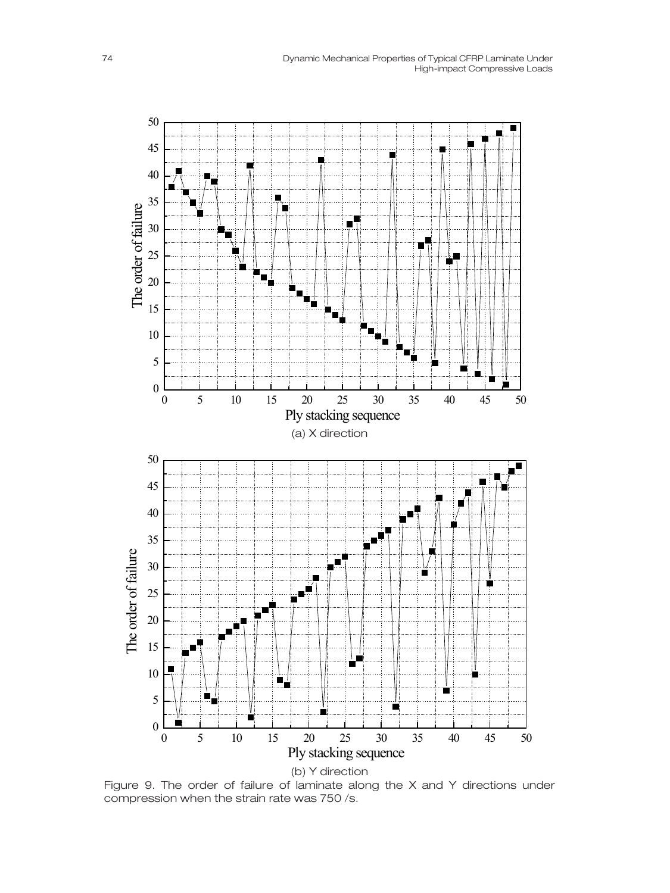(a) X direction

(b) Y direction

Figure 9. The order of failure of laminate along the X and Y directions under compression when the strain rate was 750 /s.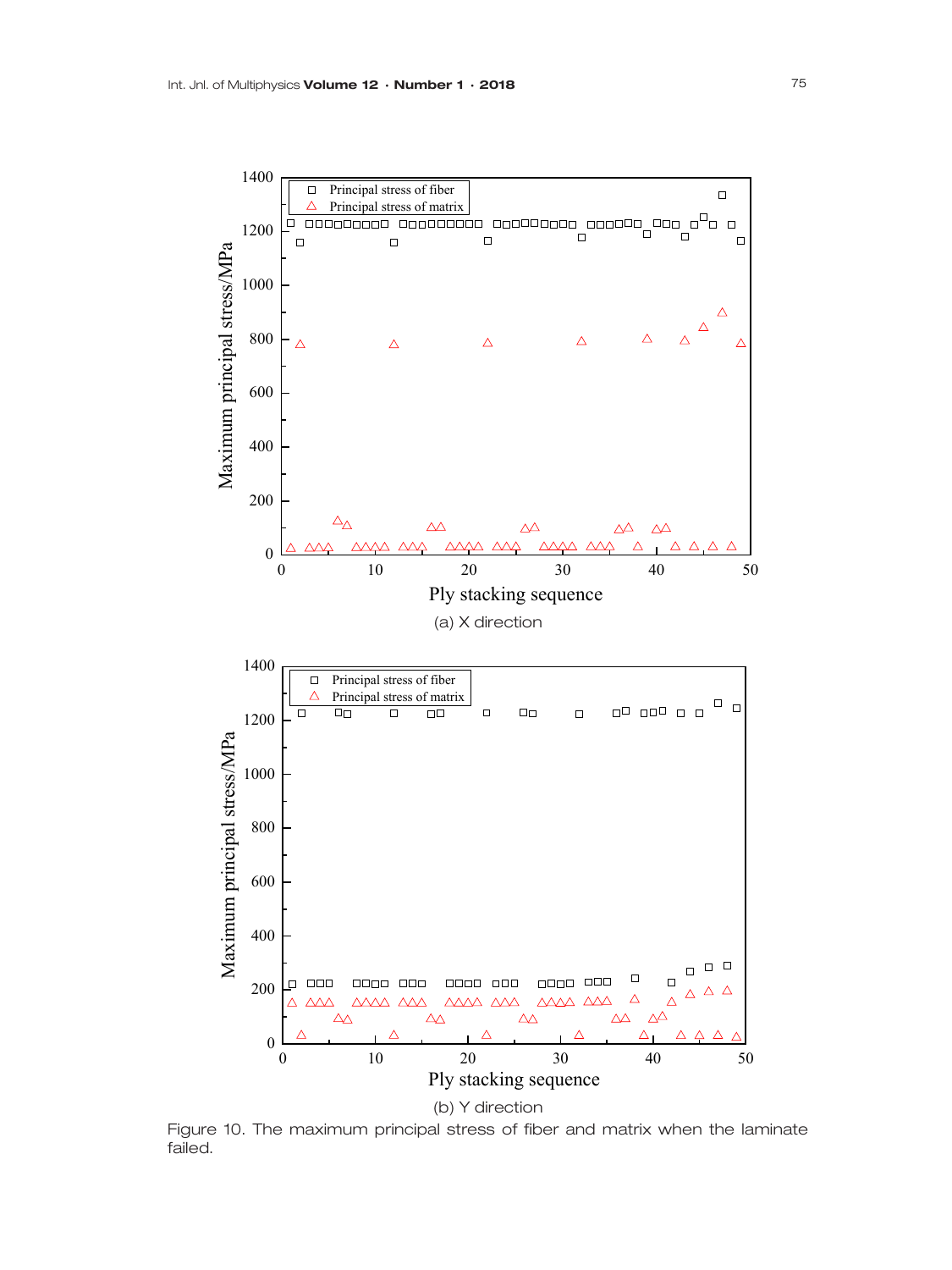(a) X direction

(b) Y direction

Figure 10. The maximum principal stress of fiber and matrix when the laminate failed.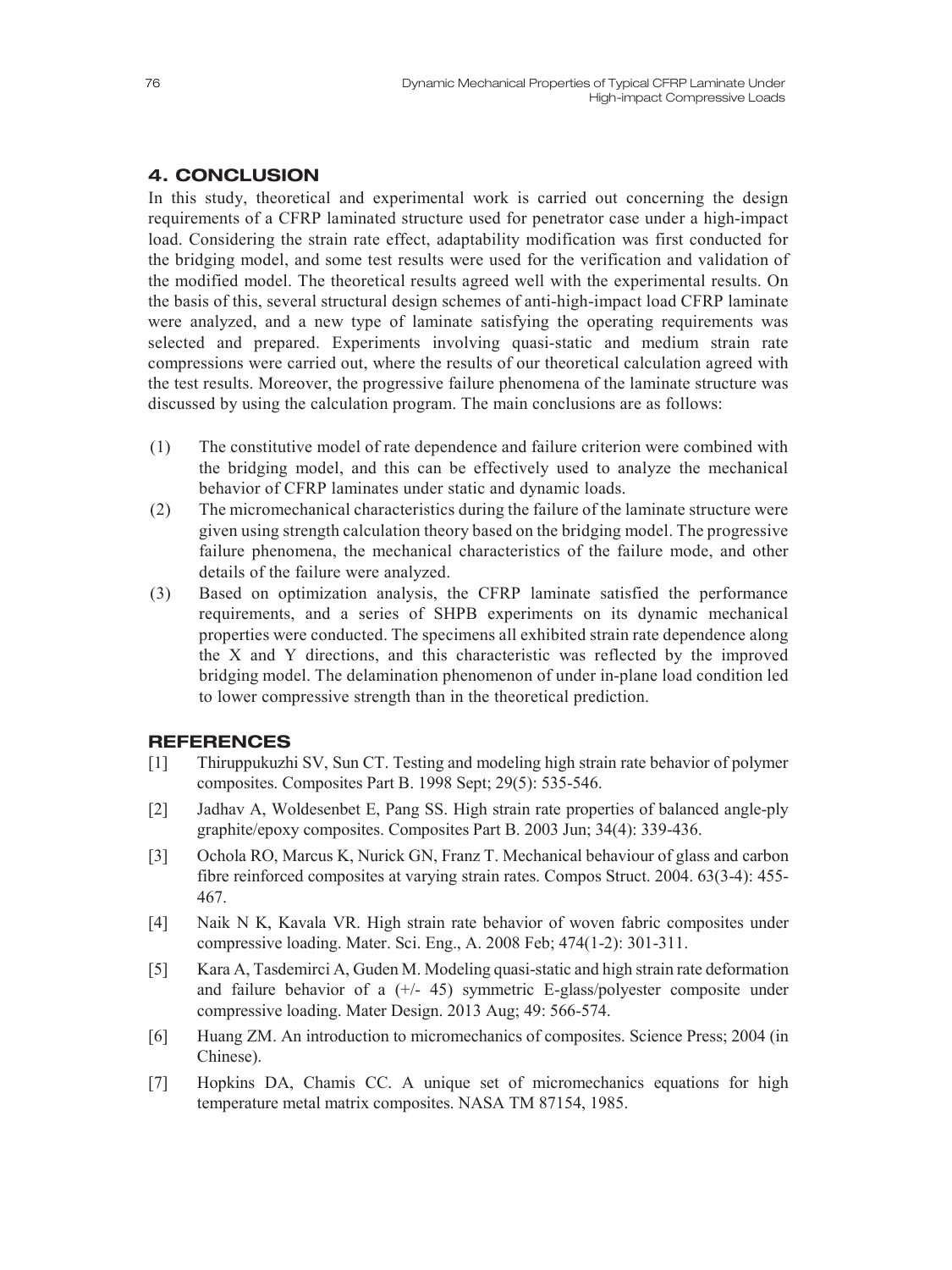## 4. CONCLUSION

In this study, theoretical and experimental work is carried out concerning the design requirements of a CFRP laminated structure used for penetrator case under a high-impact load. Considering the strain rate effect, adaptability modification was first conducted for the bridging model, and some test results were used for the verification and validation of the modified model. The theoretical results agreed well with the experimental results. On the basis of this, several structural design schemes of anti-high-impact load CFRP laminate were analyzed, and a new type of laminate satisfying the operating requirements was selected and prepared. Experiments involving quasi-static and medium strain rate compressions were carried out, where the results of our theoretical calculation agreed with the test results. Moreover, the progressive failure phenomena of the laminate structure was discussed by using the calculation program. The main conclusions are as follows:

(1) The constitutive model of rate dependence and failure criterion were combined with the bridging model, and this can be effectively used to analyze the mechanical behavior of CFRP laminates under static and dynamic loads.

(2) The micromechanical characteristics during the failure of the laminate structure were given using strength calculation theory based on the bridging model. The progressive failure phenomena, the mechanical characteristics of the failure mode, and other details of the failure were analyzed.

(3) Based on optimization analysis, the CFRP laminate satisfied the performance requirements, and a series of SHPB experiments on its dynamic mechanical properties were conducted. The specimens all exhibited strain rate dependence along the X and Y directions, and this characteristic was reflected by the improved bridging model. The delamination phenomenon of under in-plane load condition led to lower compressive strength than in the theoretical prediction.

## REFERENCES

[1] Thiruppukuzhi SV, Sun CT. Testing and modeling high strain rate behavior of polymer composites. Composites Part B. 1998 Sept; 29(5): 535-546.

[2] Jadhav A, Woldesenbet E, Pang SS. High strain rate properties of balanced angle-ply graphite/epoxy composites. Composites Part B. 2003 Jun; 34(4): 339-436.

[3] Ochola RO, Marcus K, Nurick GN, Franz T. Mechanical behaviour of glass and carbon fibre reinforced composites at varying strain rates. Compos Struct. 2004. 63(3-4): 455-467.

[4] Naik N K, Kavala VR. High strain rate behavior of woven fabric composites under compressive loading. Mater. Sci. Eng., A. 2008 Feb; 474(1-2): 301-311.

[5] Kara A, Tasdemirci A, Guden M. Modeling quasi-static and high strain rate deformation and failure behavior of a (+/- 45) symmetric E-glass/polyester composite under compressive loading. Mater Design. 2013 Aug; 49: 566-574.

[6] Huang ZM. An introduction to micromechanics of composites. Science Press; 2004 (in Chinese).

[7] Hopkins DA, Chamis CC. A unique set of micromechanics equations for high temperature metal matrix composites. NASA TM 87154, 1985.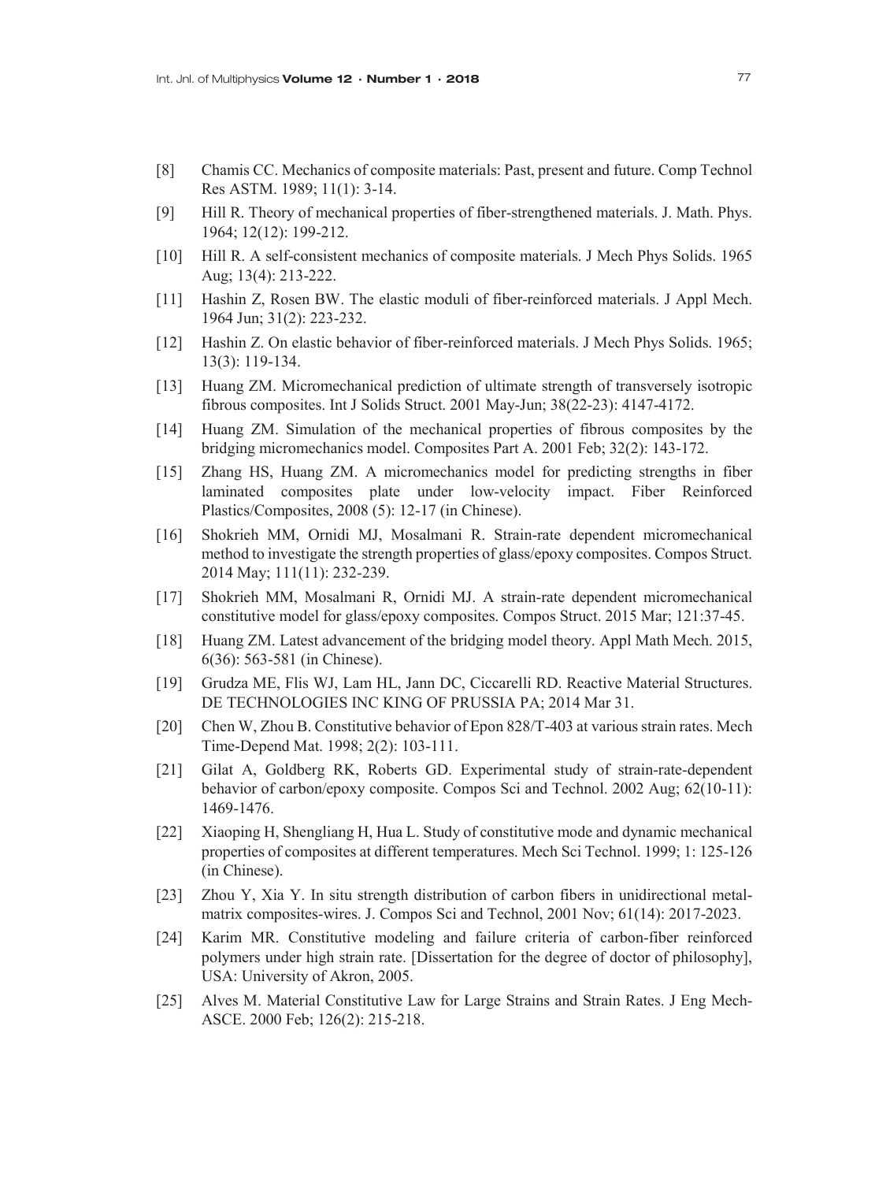[8] Chamis CC. Mechanics of composite materials: Past, present and future. Comp Technol Res ASTM. 1989; 11(1): 3-14.

[9] Hill R. Theory of mechanical properties of fiber-strengthened materials. J. Math. Phys. 1964; 12(12): 199-212.

[10] Hill R. A self-consistent mechanics of composite materials. J Mech Phys Solids. 1965 Aug; 13(4): 213-222.

[11] Hashin Z, Rosen BW. The elastic moduli of fiber-reinforced materials. J Appl Mech. 1964 Jun; 31(2): 223-232.

[12] Hashin Z. On elastic behavior of fiber-reinforced materials. J Mech Phys Solids. 1965; 13(3): 119-134.

[13] Huang ZM. Micromechanical prediction of ultimate strength of transversely isotropic fibrous composites. Int J Solids Struct. 2001 May-Jun; 38(22-23): 4147-4172.

[14] Huang ZM. Simulation of the mechanical properties of fibrous composites by the bridging micromechanics model. Composites Part A. 2001 Feb; 32(2): 143-172.

[15] Zhang HS, Huang ZM. A micromechanics model for predicting strengths in fiber laminated composites plate under low-velocity impact. Fiber Reinforced Plastics/Composites, 2008 (5): 12-17 (in Chinese).

[16] Shokrieh MM, Ornidi MJ, Mosalmani R. Strain-rate dependent micromechanical method to investigate the strength properties of glass/epoxy composites. Compos Struct. 2014 May; 111(11): 232-239.

[17] Shokrieh MM, Mosalmani R, Ornidi MJ. A strain-rate dependent micromechanical constitutive model for glass/epoxy composites. Compos Struct. 2015 Mar; 121:37-45.

[18] Huang ZM. Latest advancement of the bridging model theory. Appl Math Mech. 2015, 6(36): 563-581 (in Chinese).

[19] Grudza ME, Flis WJ, Lam HL, Jann DC, Ciccarelli RD. Reactive Material Structures. DE TECHNOLOGIES INC KING OF PRUSSIA PA; 2014 Mar 31.

[20] Chen W, Zhou B. Constitutive behavior of Epon 828/T-403 at various strain rates. Mech Time-Depend Mat. 1998; 2(2): 103-111.

[21] Gilat A, Goldberg RK, Roberts GD. Experimental study of strain-rate-dependent behavior of carbon/epoxy composite. Compos Sci and Technol. 2002 Aug; 62(10-11): 1469-1476.

[22] Xiaoping H, Shengliang H, Hua L. Study of constitutive mode and dynamic mechanical properties of composites at different temperatures. Mech Sci Technol. 1999; 1: 125-126 (in Chinese).

[23] Zhou Y, Xia Y. In situ strength distribution of carbon fibers in unidirectional metal-matrix composites-wires. J. Compos Sci and Technol, 2001 Nov; 61(14): 2017-2023.

[24] Karim MR. Constitutive modeling and failure criteria of carbon-fiber reinforced polymers under high strain rate. [Dissertation for the degree of doctor of philosophy], USA: University of Akron, 2005.

[25] Alves M. Material Constitutive Law for Large Strains and Strain Rates. J Eng Mech-ASCE. 2000 Feb; 126(2): 215-218.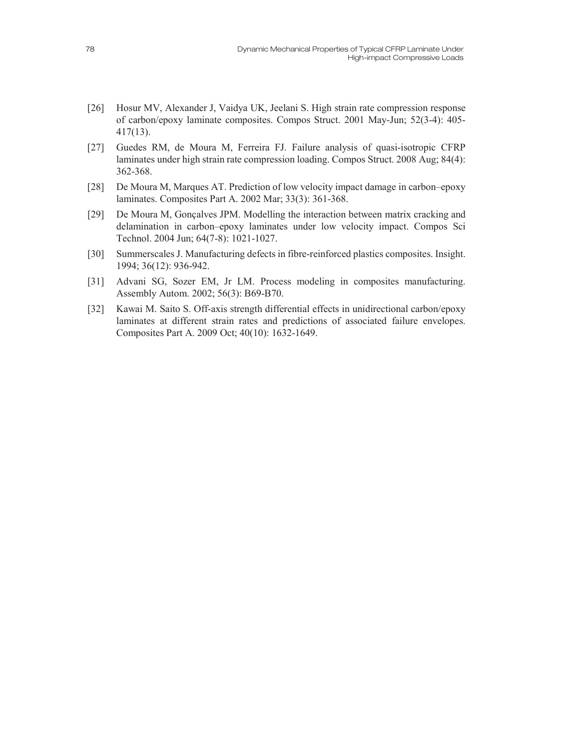[26] Hosur MV, Alexander J, Vaidya UK, Jeelani S. High strain rate compression response of carbon/epoxy laminate composites. Compos Struct. 2001 May-Jun; 52(3-4): 405-417(13).

[27] Guedes RM, de Moura M, Ferreira FJ. Failure analysis of quasi-isotropic CFRP laminates under high strain rate compression loading. Compos Struct. 2008 Aug; 84(4): 362-368.

[28] De Moura M, Marques AT. Prediction of low velocity impact damage in carbon–epoxy laminates. Composites Part A. 2002 Mar; 33(3): 361-368.

[29] De Moura M, Gonçalves JPM. Modelling the interaction between matrix cracking and delamination in carbon–epoxy laminates under low velocity impact. Compos Sci Technol. 2004 Jun; 64(7-8): 1021-1027.

[30] Summerscales J. Manufacturing defects in fibre-reinforced plastics composites. Insight. 1994; 36(12): 936-942.

[31] Advani SG, Sozer EM, Jr LM. Process modeling in composites manufacturing. Assembly Autom. 2002; 56(3): B69-B70.

[32] Kawai M. Saito S. Off-axis strength differential effects in unidirectional carbon/epoxy laminates at different strain rates and predictions of associated failure envelopes. Composites Part A. 2009 Oct; 40(10): 1632-1649.